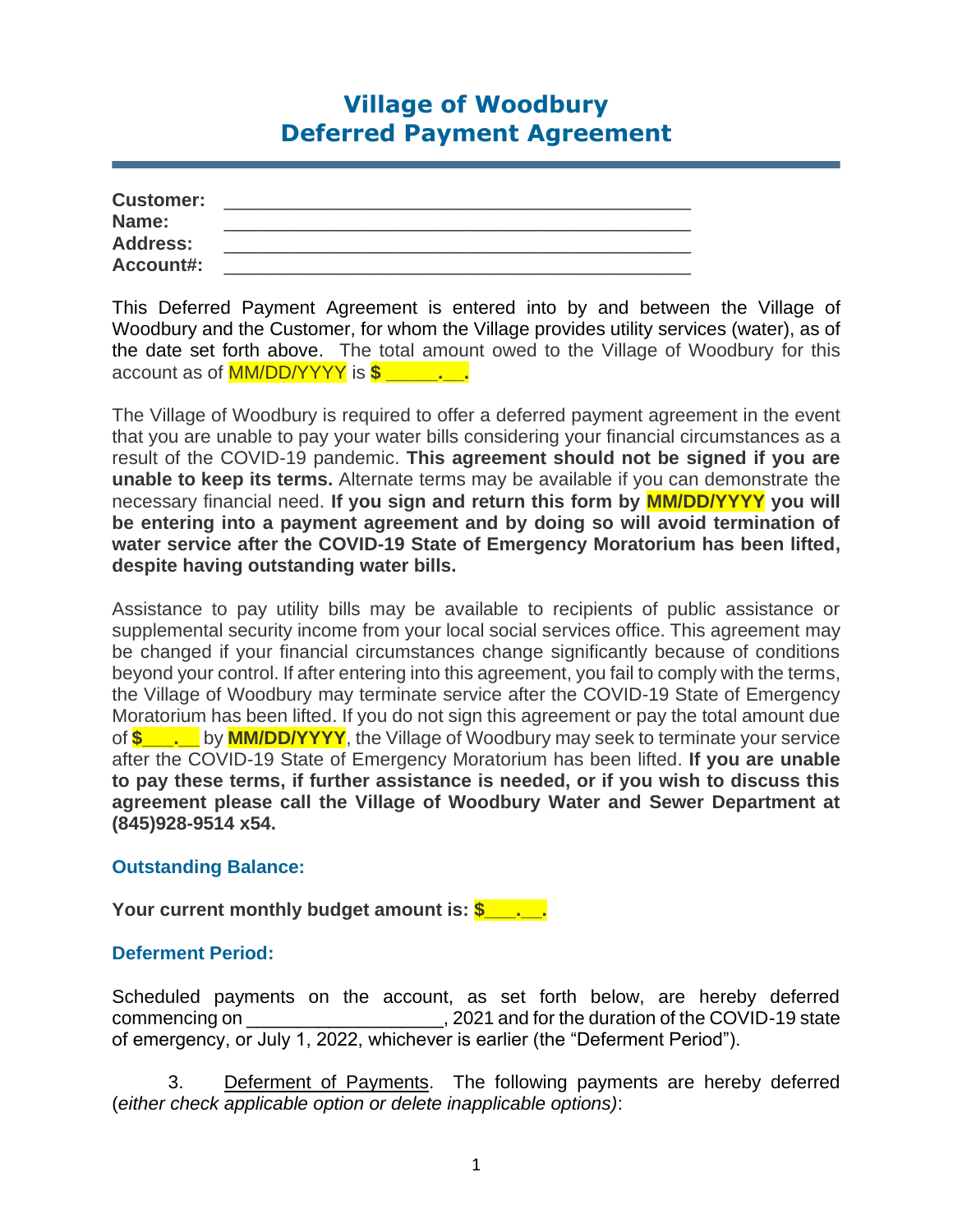# Village of Woodbury
# Deferred Payment Agreement

---

**Customer:** ______________________________________________
**Name:** ______________________________________________
**Address:** ______________________________________________
**Account#:** ______________________________________________

This Deferred Payment Agreement is entered into by and between the Village of Woodbury and the Customer, for whom the Village provides utility services (water), as of the date set forth above. The total amount owed to the Village of Woodbury for this account as of MM/DD/YYYY is **$ _____.__.**

The Village of Woodbury is required to offer a deferred payment agreement in the event that you are unable to pay your water bills considering your financial circumstances as a result of the COVID-19 pandemic. **This agreement should not be signed if you are unable to keep its terms.** Alternate terms may be available if you can demonstrate the necessary financial need. **If you sign and return this form by MM/DD/YYYY you will be entering into a payment agreement and by doing so will avoid termination of water service after the COVID-19 State of Emergency Moratorium has been lifted, despite having outstanding water bills.**

Assistance to pay utility bills may be available to recipients of public assistance or supplemental security income from your local social services office. This agreement may be changed if your financial circumstances change significantly because of conditions beyond your control. If after entering into this agreement, you fail to comply with the terms, the Village of Woodbury may terminate service after the COVID-19 State of Emergency Moratorium has been lifted. If you do not sign this agreement or pay the total amount due of **$___.__** by **MM/DD/YYYY**, the Village of Woodbury may seek to terminate your service after the COVID-19 State of Emergency Moratorium has been lifted. **If you are unable to pay these terms, if further assistance is needed, or if you wish to discuss this agreement please call the Village of Woodbury Water and Sewer Department at (845)928-9514 x54.**

### Outstanding Balance:

**Your current monthly budget amount is: $___.__.**

### Deferment Period:

Scheduled payments on the account, as set forth below, are hereby deferred commencing on __________________, 2021 and for the duration of the COVID-19 state of emergency, or July 1, 2022, whichever is earlier (the "Deferment Period").

3. Deferment of Payments. The following payments are hereby deferred (*either check applicable option or delete inapplicable options)*: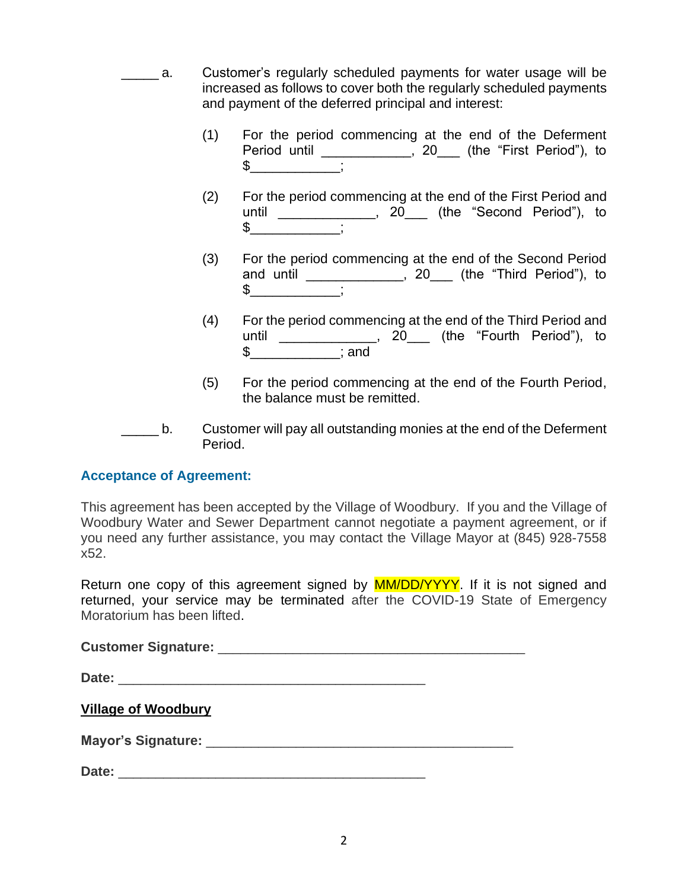_____ a. Customer's regularly scheduled payments for water usage will be increased as follows to cover both the regularly scheduled payments and payment of the deferred principal and interest:

(1) For the period commencing at the end of the Deferment Period until ____________, 20___ (the "First Period"), to $____________;

(2) For the period commencing at the end of the First Period and until _____________, 20___ (the "Second Period"), to $____________;

(3) For the period commencing at the end of the Second Period and until _____________, 20___ (the "Third Period"), to $____________;

(4) For the period commencing at the end of the Third Period and until _____________, 20___ (the "Fourth Period"), to $____________; and

(5) For the period commencing at the end of the Fourth Period, the balance must be remitted.

_____ b. Customer will pay all outstanding monies at the end of the Deferment Period.

## Acceptance of Agreement:

This agreement has been accepted by the Village of Woodbury. If you and the Village of Woodbury Water and Sewer Department cannot negotiate a payment agreement, or if you need any further assistance, you may contact the Village Mayor at (845) 928-7558 x52.

Return one copy of this agreement signed by MM/DD/YYYY. If it is not signed and returned, your service may be terminated after the COVID-19 State of Emergency Moratorium has been lifted.

**Customer Signature:** ________________________________________

**Date:** ________________________________________

**Village of Woodbury**

**Mayor's Signature:** ________________________________________

**Date:** ________________________________________